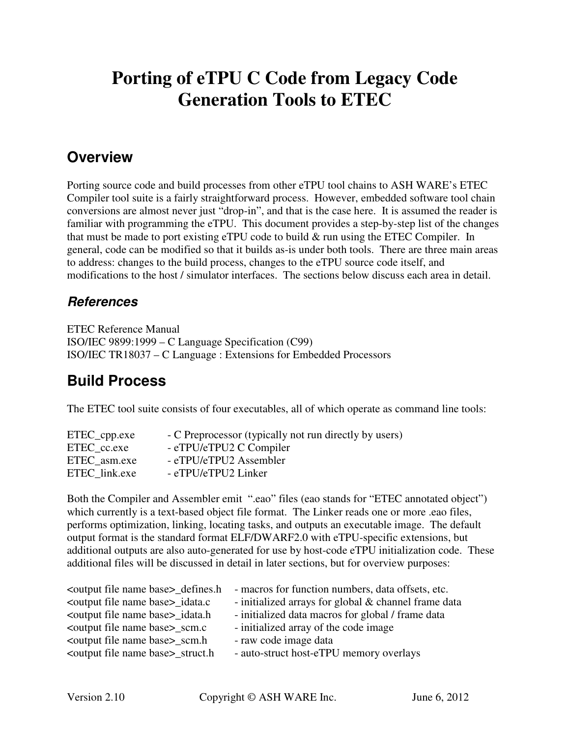# Porting of eTPU C Code from Legacy Code Generation Tools to ETEC

## Overview

Porting source code and build processes from other eTPU tool chains to ASH WARE's ETEC Compiler tool suite is a fairly straightforward process. However, embedded software tool chain conversions are almost never just "drop-in", and that is the case here. It is assumed the reader is familiar with programming the eTPU. This document provides a step-by-step list of the changes that must be made to port existing eTPU code to build & run using the ETEC Compiler. In general, code can be modified so that it builds as-is under both tools. There are three main areas to address: changes to the build process, changes to the eTPU source code itself, and modifications to the host / simulator interfaces. The sections below discuss each area in detail.

### *References*

ETEC Reference Manual
ISO/IEC 9899:1999 – C Language Specification (C99)
ISO/IEC TR18037 – C Language : Extensions for Embedded Processors

## Build Process

The ETEC tool suite consists of four executables, all of which operate as command line tools:

| | |
|---|---|
| ETEC_cpp.exe | - C Preprocessor (typically not run directly by users) |
| ETEC_cc.exe | - eTPU/eTPU2 C Compiler |
| ETEC_asm.exe | - eTPU/eTPU2 Assembler |
| ETEC_link.exe | - eTPU/eTPU2 Linker |

Both the Compiler and Assembler emit ".eao" files (eao stands for "ETEC annotated object") which currently is a text-based object file format. The Linker reads one or more .eao files, performs optimization, linking, locating tasks, and outputs an executable image. The default output format is the standard format ELF/DWARF2.0 with eTPU-specific extensions, but additional outputs are also auto-generated for use by host-code eTPU initialization code. These additional files will be discussed in detail in later sections, but for overview purposes:

| | |
|---|---|
| <output file name base>_defines.h | - macros for function numbers, data offsets, etc. |
| <output file name base>_idata.c | - initialized arrays for global & channel frame data |
| <output file name base>_idata.h | - initialized data macros for global / frame data |
| <output file name base>_scm.c | - initialized array of the code image |
| <output file name base>_scm.h | - raw code image data |
| <output file name base>_struct.h | - auto-struct host-eTPU memory overlays |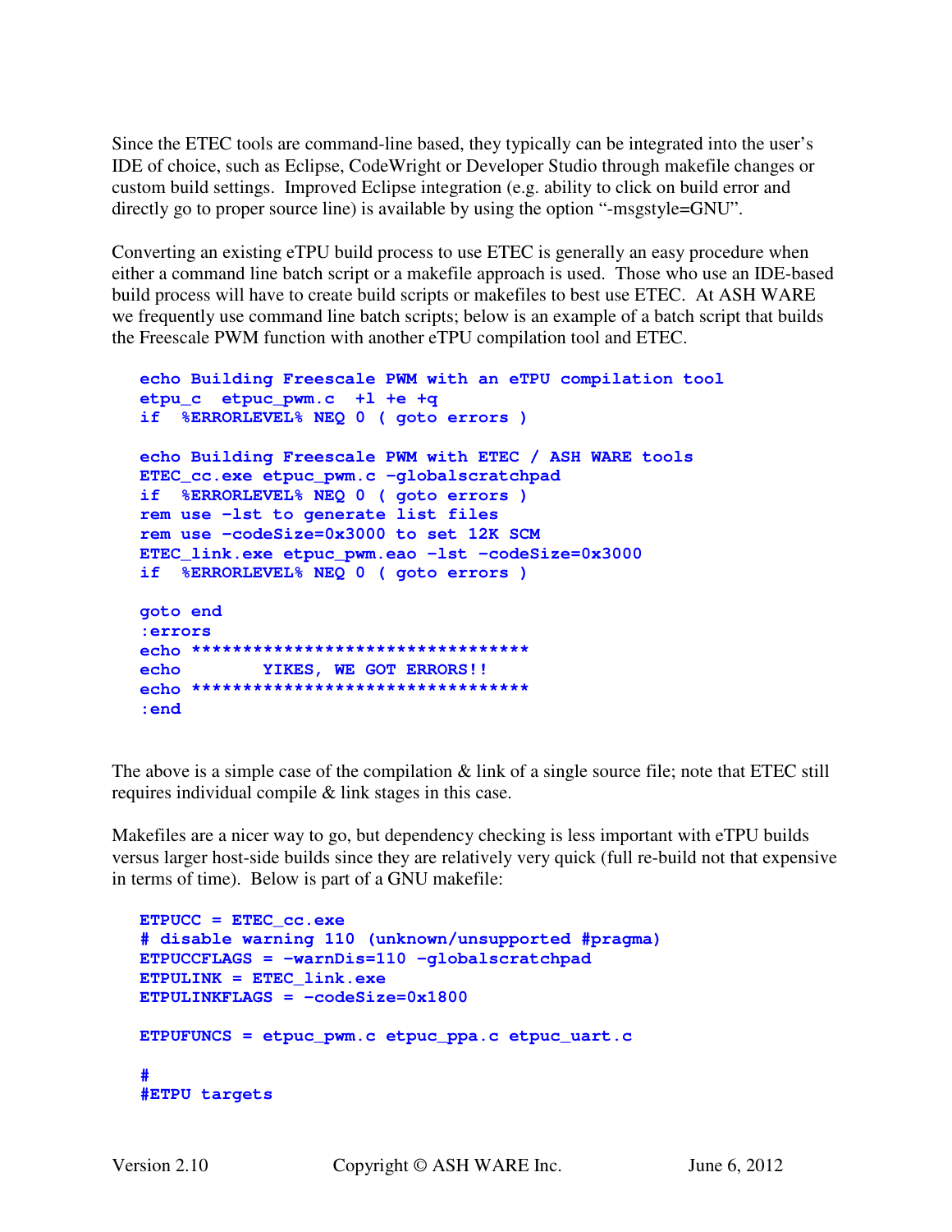Since the ETEC tools are command-line based, they typically can be integrated into the user's IDE of choice, such as Eclipse, CodeWright or Developer Studio through makefile changes or custom build settings. Improved Eclipse integration (e.g. ability to click on build error and directly go to proper source line) is available by using the option "-msgstyle=GNU".

Converting an existing eTPU build process to use ETEC is generally an easy procedure when either a command line batch script or a makefile approach is used. Those who use an IDE-based build process will have to create build scripts or makefiles to best use ETEC. At ASH WARE we frequently use command line batch scripts; below is an example of a batch script that builds the Freescale PWM function with another eTPU compilation tool and ETEC.

```
echo Building Freescale PWM with an eTPU compilation tool
etpu_c  etpuc_pwm.c  +l +e +q
if  %ERRORLEVEL% NEQ 0 ( goto errors )

echo Building Freescale PWM with ETEC / ASH WARE tools
ETEC_cc.exe etpuc_pwm.c -globalscratchpad
if  %ERRORLEVEL% NEQ 0 ( goto errors )
rem use -lst to generate list files
rem use -codeSize=0x3000 to set 12K SCM
ETEC_link.exe etpuc_pwm.eao -lst -codeSize=0x3000
if  %ERRORLEVEL% NEQ 0 ( goto errors )

goto end
:errors
echo *********************************
echo        YIKES, WE GOT ERRORS!!
echo *********************************
:end
```

The above is a simple case of the compilation & link of a single source file; note that ETEC still requires individual compile & link stages in this case.

Makefiles are a nicer way to go, but dependency checking is less important with eTPU builds versus larger host-side builds since they are relatively very quick (full re-build not that expensive in terms of time). Below is part of a GNU makefile:

```
ETPUCC = ETEC_cc.exe
# disable warning 110 (unknown/unsupported #pragma)
ETPUCCFLAGS = -warnDis=110 -globalscratchpad
ETPULINK = ETEC_link.exe
ETPULINKFLAGS = -codeSize=0x1800

ETPUFUNCS = etpuc_pwm.c etpuc_ppa.c etpuc_uart.c

#
#ETPU targets
```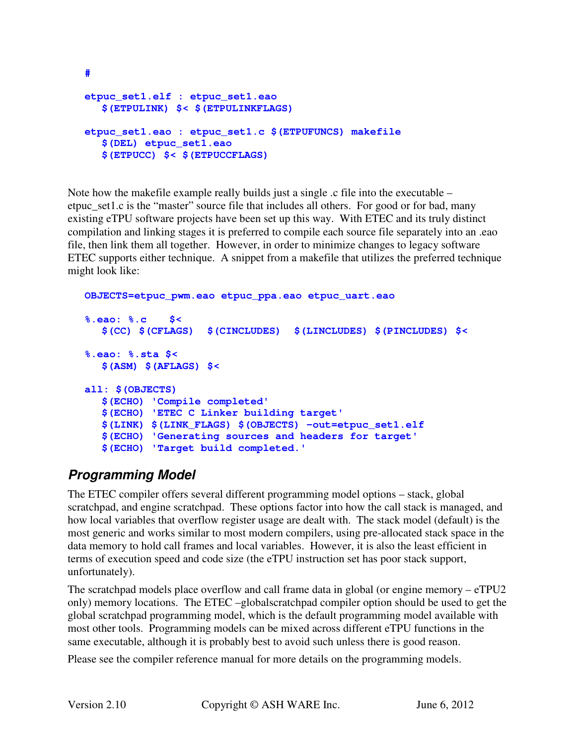```
#

etpuc_set1.elf : etpuc_set1.eao
   $(ETPULINK) $< $(ETPULINKFLAGS)

etpuc_set1.eao : etpuc_set1.c $(ETPUFUNCS) makefile
   $(DEL) etpuc_set1.eao
   $(ETPUCC) $< $(ETPUCCFLAGS)
```

Note how the makefile example really builds just a single .c file into the executable – etpuc_set1.c is the "master" source file that includes all others. For good or for bad, many existing eTPU software projects have been set up this way. With ETEC and its truly distinct compilation and linking stages it is preferred to compile each source file separately into an .eao file, then link them all together. However, in order to minimize changes to legacy software ETEC supports either technique. A snippet from a makefile that utilizes the preferred technique might look like:

```
OBJECTS=etpuc_pwm.eao etpuc_ppa.eao etpuc_uart.eao

%.eao: %.c    $<
   $(CC) $(CFLAGS)  $(CINCLUDES)  $(LINCLUDES) $(PINCLUDES) $<

%.eao: %.sta $<
   $(ASM) $(AFLAGS) $<

all: $(OBJECTS)
   $(ECHO) 'Compile completed'
   $(ECHO) 'ETEC C Linker building target'
   $(LINK) $(LINK_FLAGS) $(OBJECTS) -out=etpuc_set1.elf
   $(ECHO) 'Generating sources and headers for target'
   $(ECHO) 'Target build completed.'
```

## *Programming Model*

The ETEC compiler offers several different programming model options – stack, global scratchpad, and engine scratchpad. These options factor into how the call stack is managed, and how local variables that overflow register usage are dealt with. The stack model (default) is the most generic and works similar to most modern compilers, using pre-allocated stack space in the data memory to hold call frames and local variables. However, it is also the least efficient in terms of execution speed and code size (the eTPU instruction set has poor stack support, unfortunately).

The scratchpad models place overflow and call frame data in global (or engine memory – eTPU2 only) memory locations. The ETEC –globalscratchpad compiler option should be used to get the global scratchpad programming model, which is the default programming model available with most other tools. Programming models can be mixed across different eTPU functions in the same executable, although it is probably best to avoid such unless there is good reason.

Please see the compiler reference manual for more details on the programming models.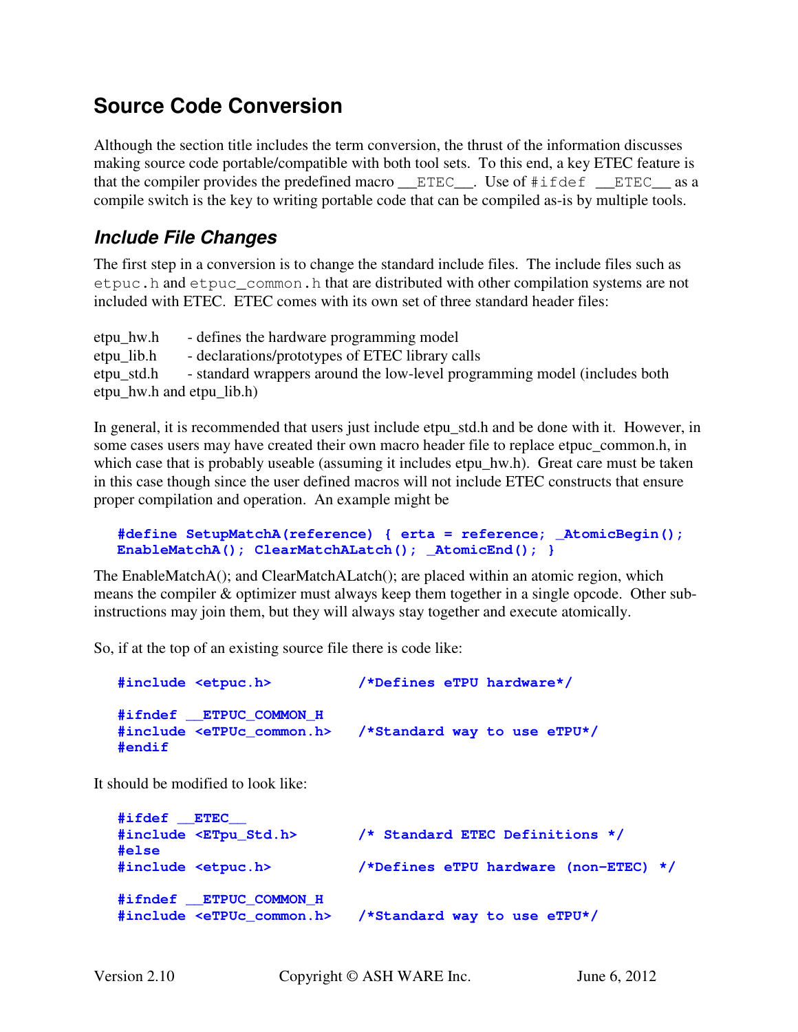# Source Code Conversion

Although the section title includes the term conversion, the thrust of the information discusses making source code portable/compatible with both tool sets. To this end, a key ETEC feature is that the compiler provides the predefined macro `__ETEC__`. Use of `#ifdef __ETEC__` as a compile switch is the key to writing portable code that can be compiled as-is by multiple tools.

## *Include File Changes*

The first step in a conversion is to change the standard include files. The include files such as `etpuc.h` and `etpuc_common.h` that are distributed with other compilation systems are not included with ETEC. ETEC comes with its own set of three standard header files:

etpu_hw.h - defines the hardware programming model
etpu_lib.h - declarations/prototypes of ETEC library calls
etpu_std.h - standard wrappers around the low-level programming model (includes both etpu_hw.h and etpu_lib.h)

In general, it is recommended that users just include etpu_std.h and be done with it. However, in some cases users may have created their own macro header file to replace etpuc_common.h, in which case that is probably useable (assuming it includes etpu_hw.h). Great care must be taken in this case though since the user defined macros will not include ETEC constructs that ensure proper compilation and operation. An example might be

```
#define SetupMatchA(reference) { erta = reference; _AtomicBegin();
EnableMatchA(); ClearMatchALatch(); _AtomicEnd(); }
```

The EnableMatchA(); and ClearMatchALatch(); are placed within an atomic region, which means the compiler & optimizer must always keep them together in a single opcode. Other sub-instructions may join them, but they will always stay together and execute atomically.

So, if at the top of an existing source file there is code like:

```
#include <etpuc.h>          /*Defines eTPU hardware*/

#ifndef __ETPUC_COMMON_H
#include <eTPUc_common.h>   /*Standard way to use eTPU*/
#endif
```

It should be modified to look like:

```
#ifdef __ETEC__
#include <ETpu_Std.h>       /* Standard ETEC Definitions */
#else
#include <etpuc.h>          /*Defines eTPU hardware (non-ETEC) */

#ifndef __ETPUC_COMMON_H
#include <eTPUc_common.h>   /*Standard way to use eTPU*/
```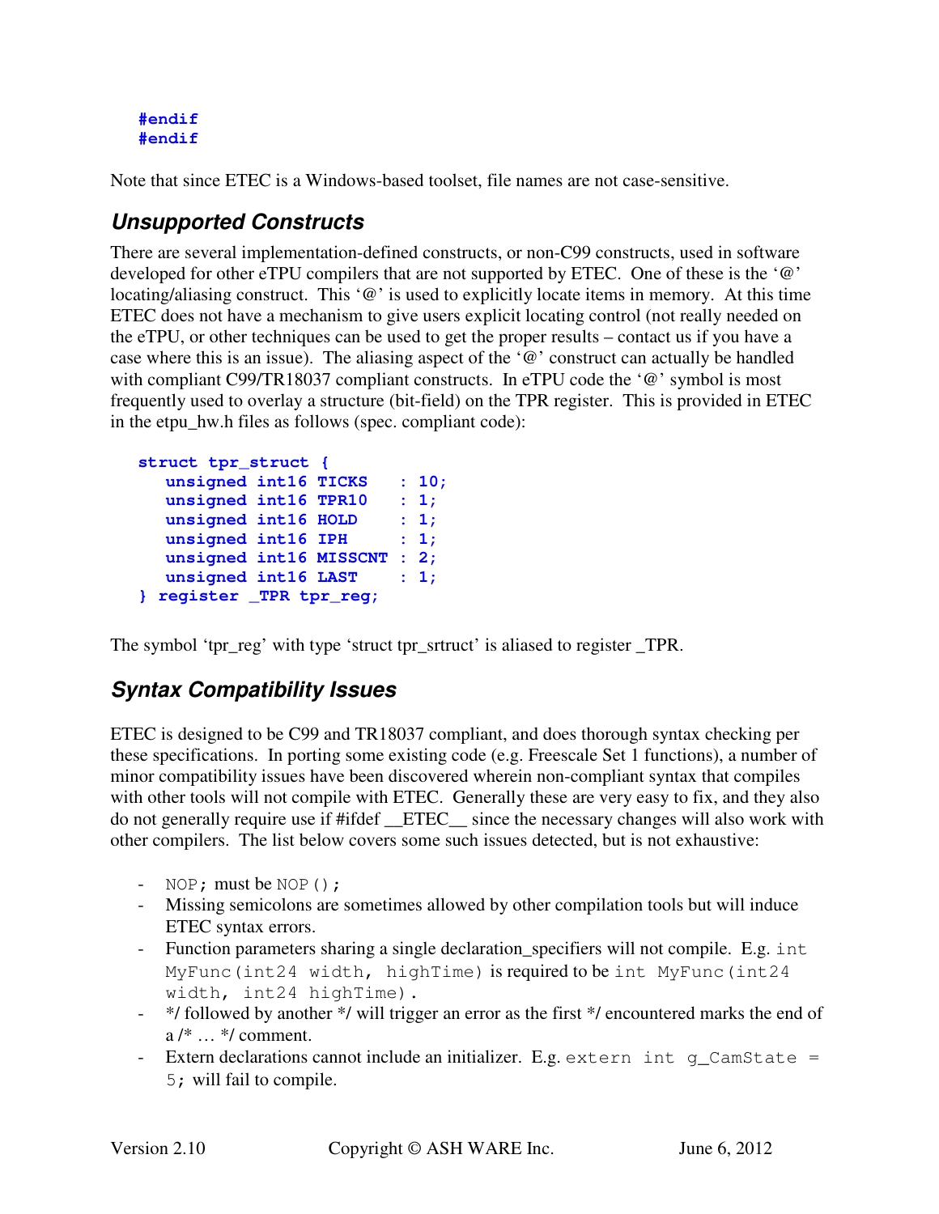```
#endif
#endif
```

Note that since ETEC is a Windows-based toolset, file names are not case-sensitive.

## Unsupported Constructs

There are several implementation-defined constructs, or non-C99 constructs, used in software developed for other eTPU compilers that are not supported by ETEC. One of these is the '@' locating/aliasing construct. This '@' is used to explicitly locate items in memory. At this time ETEC does not have a mechanism to give users explicit locating control (not really needed on the eTPU, or other techniques can be used to get the proper results – contact us if you have a case where this is an issue). The aliasing aspect of the '@' construct can actually be handled with compliant C99/TR18037 compliant constructs. In eTPU code the '@' symbol is most frequently used to overlay a structure (bit-field) on the TPR register. This is provided in ETEC in the etpu_hw.h files as follows (spec. compliant code):

```
struct tpr_struct {
   unsigned int16 TICKS    : 10;
   unsigned int16 TPR10    : 1;
   unsigned int16 HOLD     : 1;
   unsigned int16 IPH      : 1;
   unsigned int16 MISSCNT  : 2;
   unsigned int16 LAST     : 1;
} register _TPR tpr_reg;
```

The symbol 'tpr_reg' with type 'struct tpr_srtruct' is aliased to register _TPR.

## Syntax Compatibility Issues

ETEC is designed to be C99 and TR18037 compliant, and does thorough syntax checking per these specifications. In porting some existing code (e.g. Freescale Set 1 functions), a number of minor compatibility issues have been discovered wherein non-compliant syntax that compiles with other tools will not compile with ETEC. Generally these are very easy to fix, and they also do not generally require use if #ifdef __ETEC__ since the necessary changes will also work with other compilers. The list below covers some such issues detected, but is not exhaustive:

- `NOP;` must be `NOP();`
- Missing semicolons are sometimes allowed by other compilation tools but will induce ETEC syntax errors.
- Function parameters sharing a single declaration_specifiers will not compile. E.g. `int MyFunc(int24 width, highTime)` is required to be `int MyFunc(int24 width, int24 highTime).`
- */ followed by another */ will trigger an error as the first */ encountered marks the end of a /* … */ comment.
- Extern declarations cannot include an initializer. E.g. `extern int g_CamState = 5;` will fail to compile.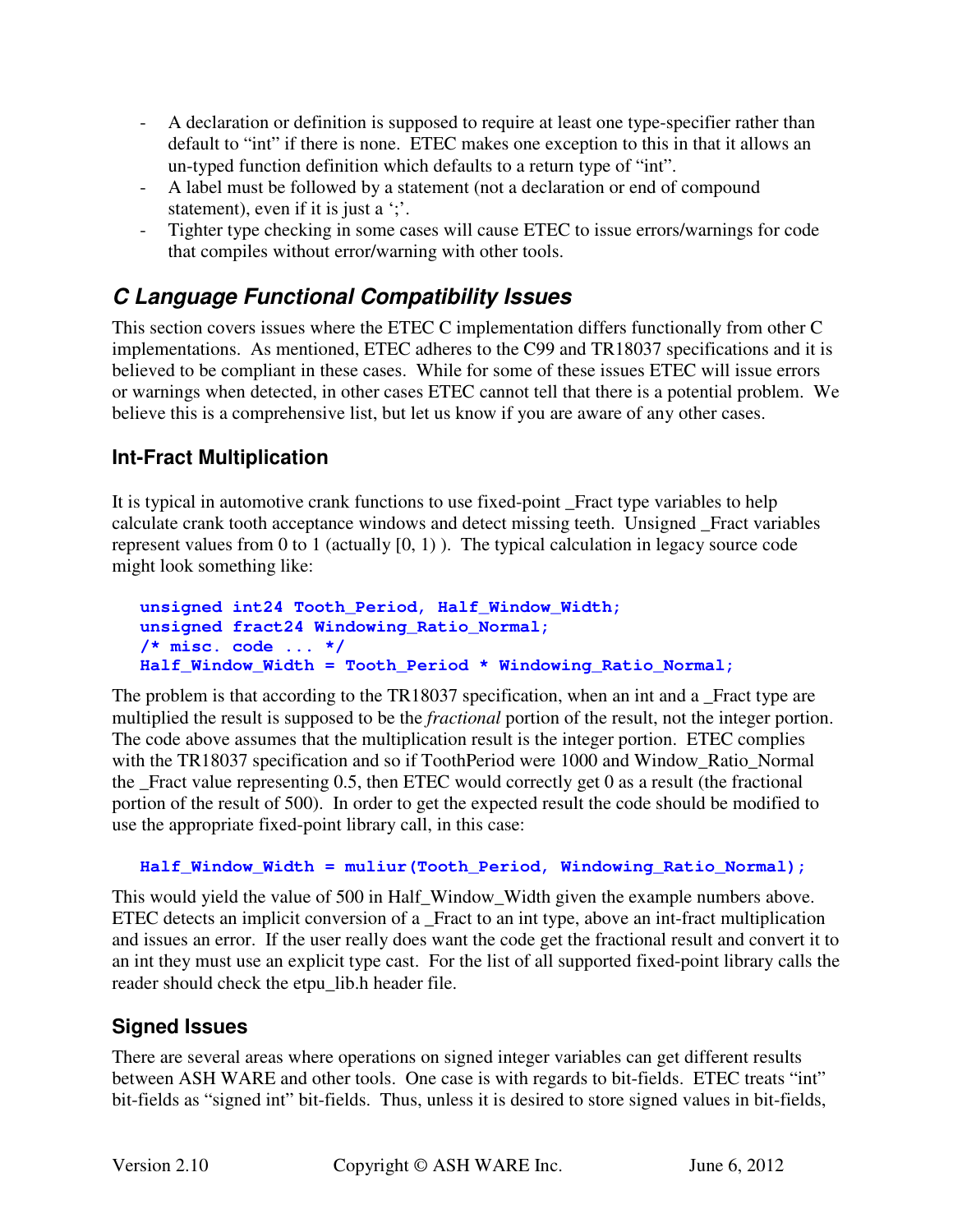- A declaration or definition is supposed to require at least one type-specifier rather than default to "int" if there is none. ETEC makes one exception to this in that it allows an un-typed function definition which defaults to a return type of "int".
- A label must be followed by a statement (not a declaration or end of compound statement), even if it is just a ';'.
- Tighter type checking in some cases will cause ETEC to issue errors/warnings for code that compiles without error/warning with other tools.

## C Language Functional Compatibility Issues

This section covers issues where the ETEC C implementation differs functionally from other C implementations. As mentioned, ETEC adheres to the C99 and TR18037 specifications and it is believed to be compliant in these cases. While for some of these issues ETEC will issue errors or warnings when detected, in other cases ETEC cannot tell that there is a potential problem. We believe this is a comprehensive list, but let us know if you are aware of any other cases.

### Int-Fract Multiplication

It is typical in automotive crank functions to use fixed-point _Fract type variables to help calculate crank tooth acceptance windows and detect missing teeth. Unsigned _Fract variables represent values from 0 to 1 (actually [0, 1) ). The typical calculation in legacy source code might look something like:

```
unsigned int24 Tooth_Period, Half_Window_Width;
unsigned fract24 Windowing_Ratio_Normal;
/* misc. code ... */
Half_Window_Width = Tooth_Period * Windowing_Ratio_Normal;
```

The problem is that according to the TR18037 specification, when an int and a _Fract type are multiplied the result is supposed to be the *fractional* portion of the result, not the integer portion. The code above assumes that the multiplication result is the integer portion. ETEC complies with the TR18037 specification and so if ToothPeriod were 1000 and Window_Ratio_Normal the _Fract value representing 0.5, then ETEC would correctly get 0 as a result (the fractional portion of the result of 500). In order to get the expected result the code should be modified to use the appropriate fixed-point library call, in this case:

```
Half_Window_Width = muliur(Tooth_Period, Windowing_Ratio_Normal);
```

This would yield the value of 500 in Half_Window_Width given the example numbers above. ETEC detects an implicit conversion of a _Fract to an int type, above an int-fract multiplication and issues an error. If the user really does want the code get the fractional result and convert it to an int they must use an explicit type cast. For the list of all supported fixed-point library calls the reader should check the etpu_lib.h header file.

### Signed Issues

There are several areas where operations on signed integer variables can get different results between ASH WARE and other tools. One case is with regards to bit-fields. ETEC treats "int" bit-fields as "signed int" bit-fields. Thus, unless it is desired to store signed values in bit-fields,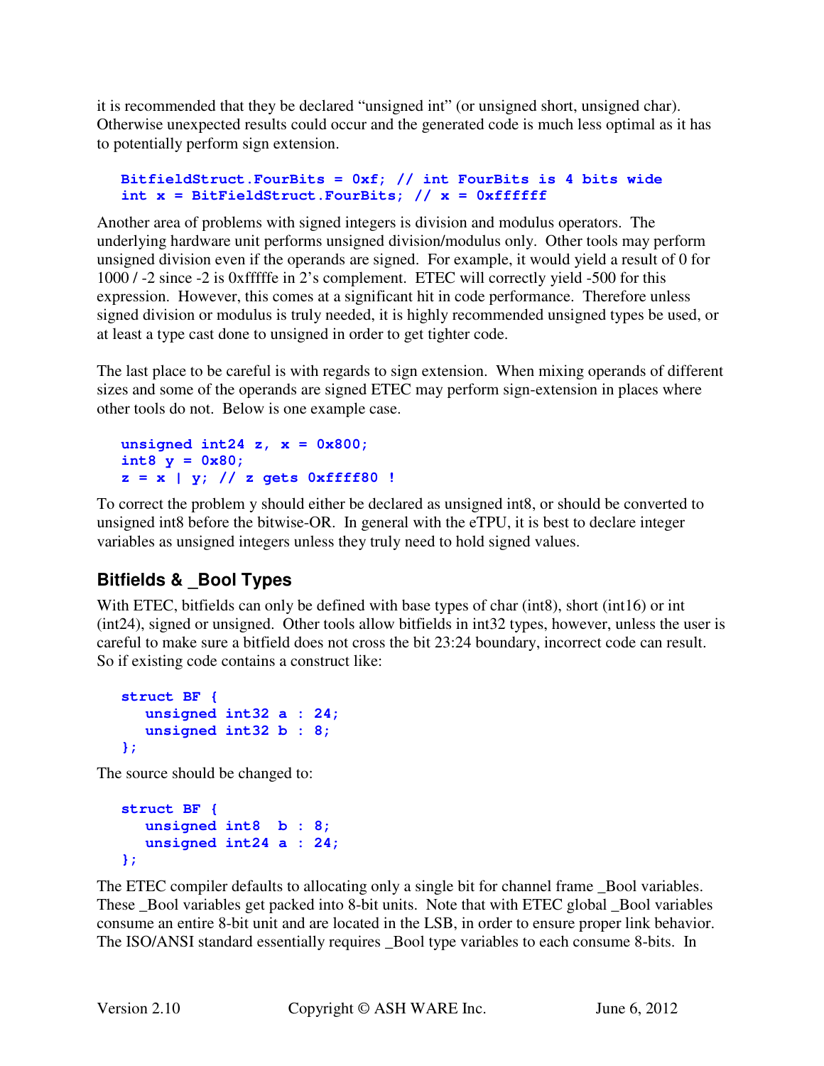it is recommended that they be declared "unsigned int" (or unsigned short, unsigned char). Otherwise unexpected results could occur and the generated code is much less optimal as it has to potentially perform sign extension.

```
BitfieldStruct.FourBits = 0xf; // int FourBits is 4 bits wide
int x = BitFieldStruct.FourBits; // x = 0xffffff
```

Another area of problems with signed integers is division and modulus operators. The underlying hardware unit performs unsigned division/modulus only. Other tools may perform unsigned division even if the operands are signed. For example, it would yield a result of 0 for 1000 / -2 since -2 is 0xfffffe in 2's complement. ETEC will correctly yield -500 for this expression. However, this comes at a significant hit in code performance. Therefore unless signed division or modulus is truly needed, it is highly recommended unsigned types be used, or at least a type cast done to unsigned in order to get tighter code.

The last place to be careful is with regards to sign extension. When mixing operands of different sizes and some of the operands are signed ETEC may perform sign-extension in places where other tools do not. Below is one example case.

```
unsigned int24 z, x = 0x800;
int8 y = 0x80;
z = x | y; // z gets 0xffff80 !
```

To correct the problem y should either be declared as unsigned int8, or should be converted to unsigned int8 before the bitwise-OR. In general with the eTPU, it is best to declare integer variables as unsigned integers unless they truly need to hold signed values.

## Bitfields & _Bool Types

With ETEC, bitfields can only be defined with base types of char (int8), short (int16) or int (int24), signed or unsigned. Other tools allow bitfields in int32 types, however, unless the user is careful to make sure a bitfield does not cross the bit 23:24 boundary, incorrect code can result. So if existing code contains a construct like:

```
struct BF {
   unsigned int32 a : 24;
   unsigned int32 b : 8;
};
```

The source should be changed to:

```
struct BF {
   unsigned int8  b : 8;
   unsigned int24 a : 24;
};
```

The ETEC compiler defaults to allocating only a single bit for channel frame _Bool variables. These _Bool variables get packed into 8-bit units. Note that with ETEC global _Bool variables consume an entire 8-bit unit and are located in the LSB, in order to ensure proper link behavior. The ISO/ANSI standard essentially requires _Bool type variables to each consume 8-bits. In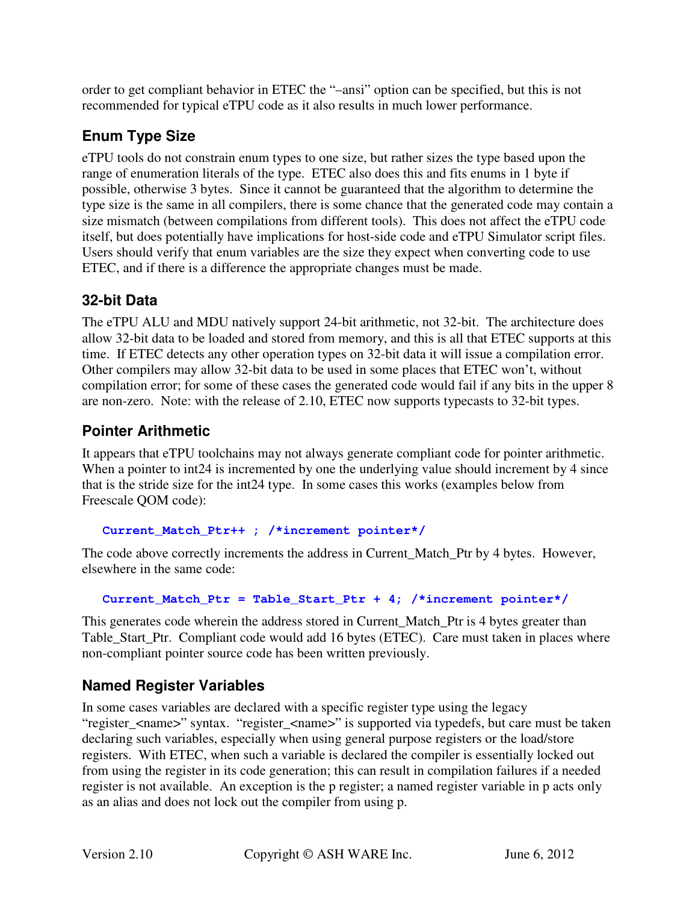order to get compliant behavior in ETEC the "–ansi" option can be specified, but this is not recommended for typical eTPU code as it also results in much lower performance.

### Enum Type Size

eTPU tools do not constrain enum types to one size, but rather sizes the type based upon the range of enumeration literals of the type. ETEC also does this and fits enums in 1 byte if possible, otherwise 3 bytes. Since it cannot be guaranteed that the algorithm to determine the type size is the same in all compilers, there is some chance that the generated code may contain a size mismatch (between compilations from different tools). This does not affect the eTPU code itself, but does potentially have implications for host-side code and eTPU Simulator script files. Users should verify that enum variables are the size they expect when converting code to use ETEC, and if there is a difference the appropriate changes must be made.

### 32-bit Data

The eTPU ALU and MDU natively support 24-bit arithmetic, not 32-bit. The architecture does allow 32-bit data to be loaded and stored from memory, and this is all that ETEC supports at this time. If ETEC detects any other operation types on 32-bit data it will issue a compilation error. Other compilers may allow 32-bit data to be used in some places that ETEC won't, without compilation error; for some of these cases the generated code would fail if any bits in the upper 8 are non-zero. Note: with the release of 2.10, ETEC now supports typecasts to 32-bit types.

### Pointer Arithmetic

It appears that eTPU toolchains may not always generate compliant code for pointer arithmetic. When a pointer to int24 is incremented by one the underlying value should increment by 4 since that is the stride size for the int24 type. In some cases this works (examples below from Freescale QOM code):

```
Current_Match_Ptr++ ; /*increment pointer*/
```

The code above correctly increments the address in Current_Match_Ptr by 4 bytes. However, elsewhere in the same code:

```
Current_Match_Ptr = Table_Start_Ptr + 4; /*increment pointer*/
```

This generates code wherein the address stored in Current_Match_Ptr is 4 bytes greater than Table_Start_Ptr. Compliant code would add 16 bytes (ETEC). Care must taken in places where non-compliant pointer source code has been written previously.

### Named Register Variables

In some cases variables are declared with a specific register type using the legacy "register_<name>" syntax. "register_<name>" is supported via typedefs, but care must be taken declaring such variables, especially when using general purpose registers or the load/store registers. With ETEC, when such a variable is declared the compiler is essentially locked out from using the register in its code generation; this can result in compilation failures if a needed register is not available. An exception is the p register; a named register variable in p acts only as an alias and does not lock out the compiler from using p.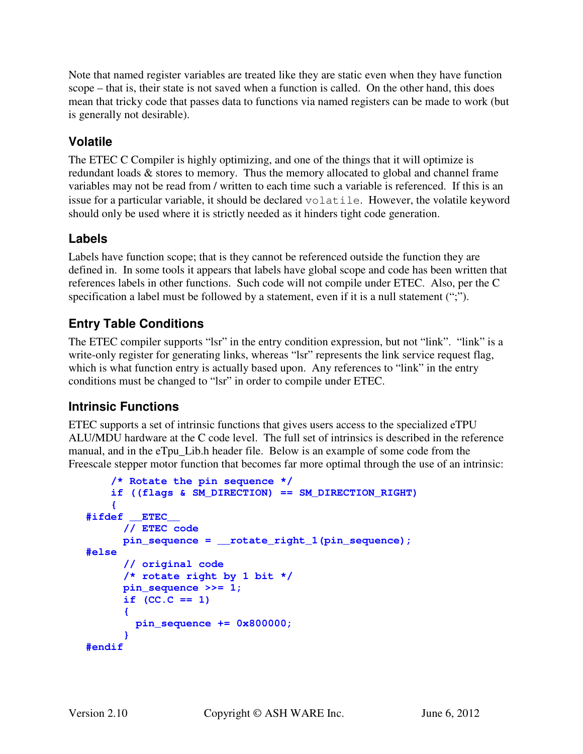Note that named register variables are treated like they are static even when they have function scope – that is, their state is not saved when a function is called. On the other hand, this does mean that tricky code that passes data to functions via named registers can be made to work (but is generally not desirable).

## Volatile

The ETEC C Compiler is highly optimizing, and one of the things that it will optimize is redundant loads & stores to memory. Thus the memory allocated to global and channel frame variables may not be read from / written to each time such a variable is referenced. If this is an issue for a particular variable, it should be declared `volatile`. However, the volatile keyword should only be used where it is strictly needed as it hinders tight code generation.

## Labels

Labels have function scope; that is they cannot be referenced outside the function they are defined in. In some tools it appears that labels have global scope and code has been written that references labels in other functions. Such code will not compile under ETEC. Also, per the C specification a label must be followed by a statement, even if it is a null statement (";").

## Entry Table Conditions

The ETEC compiler supports "lsr" in the entry condition expression, but not "link". "link" is a write-only register for generating links, whereas "lsr" represents the link service request flag, which is what function entry is actually based upon. Any references to "link" in the entry conditions must be changed to "lsr" in order to compile under ETEC.

## Intrinsic Functions

ETEC supports a set of intrinsic functions that gives users access to the specialized eTPU ALU/MDU hardware at the C code level. The full set of intrinsics is described in the reference manual, and in the eTpu_Lib.h header file. Below is an example of some code from the Freescale stepper motor function that becomes far more optimal through the use of an intrinsic:

```
    /* Rotate the pin sequence */
    if ((flags & SM_DIRECTION) == SM_DIRECTION_RIGHT)
    {
#ifdef __ETEC__
      // ETEC code
      pin_sequence = __rotate_right_1(pin_sequence);
#else
      // original code
      /* rotate right by 1 bit */
      pin_sequence >>= 1;
      if (CC.C == 1)
      {
        pin_sequence += 0x800000;
      }
#endif
```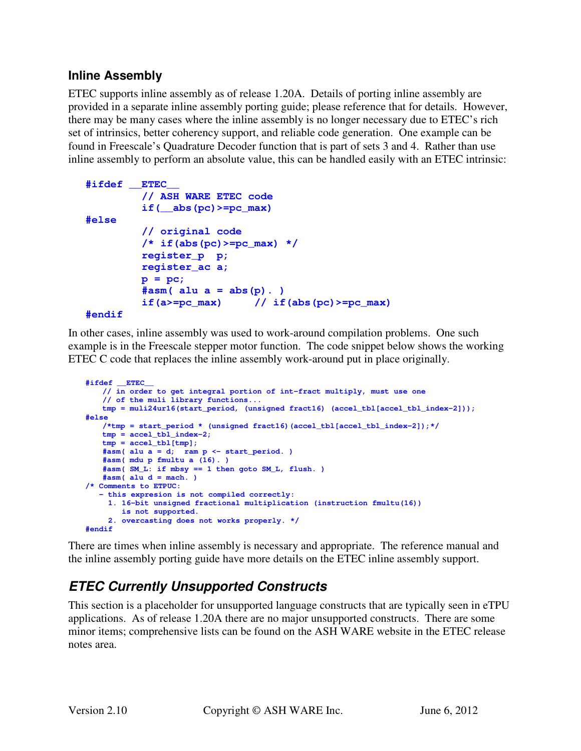### Inline Assembly

ETEC supports inline assembly as of release 1.20A. Details of porting inline assembly are provided in a separate inline assembly porting guide; please reference that for details. However, there may be many cases where the inline assembly is no longer necessary due to ETEC's rich set of intrinsics, better coherency support, and reliable code generation. One example can be found in Freescale's Quadrature Decoder function that is part of sets 3 and 4. Rather than use inline assembly to perform an absolute value, this can be handled easily with an ETEC intrinsic:

```
#ifdef __ETEC__
        // ASH WARE ETEC code
        if(__abs(pc)>=pc_max)
#else
        // original code
        /* if(abs(pc)>=pc_max) */
        register_p  p;
        register_ac a;
        p = pc;
        #asm( alu a = abs(p). )
        if(a>=pc_max)      // if(abs(pc)>=pc_max)
#endif
```

In other cases, inline assembly was used to work-around compilation problems. One such example is in the Freescale stepper motor function. The code snippet below shows the working ETEC C code that replaces the inline assembly work-around put in place originally.

```
#ifdef __ETEC__
    // in order to get integral portion of int-fract multiply, must use one
    // of the muli library functions...
    tmp = muli24ur16(start_period, (unsigned fract16) (accel_tbl[accel_tbl_index-2]));
#else
    /*tmp = start_period * (unsigned fract16)(accel_tbl[accel_tbl_index-2]);*/
    tmp = accel_tbl_index-2;
    tmp = accel_tbl[tmp];
    #asm( alu a = d;  ram p <- start_period. )
    #asm( mdu p fmultu a (16). )
    #asm( SM_L: if mbsy == 1 then goto SM_L, flush. )
    #asm( alu d = mach. )
/* Comments to ETPUC:
   - this expresion is not compiled correctly:
     1. 16-bit unsigned fractional multiplication (instruction fmultu(16))
        is not supported.
     2. overcasting does not works properly. */
#endif
```

There are times when inline assembly is necessary and appropriate. The reference manual and the inline assembly porting guide have more details on the ETEC inline assembly support.

## *ETEC Currently Unsupported Constructs*

This section is a placeholder for unsupported language constructs that are typically seen in eTPU applications. As of release 1.20A there are no major unsupported constructs. There are some minor items; comprehensive lists can be found on the ASH WARE website in the ETEC release notes area.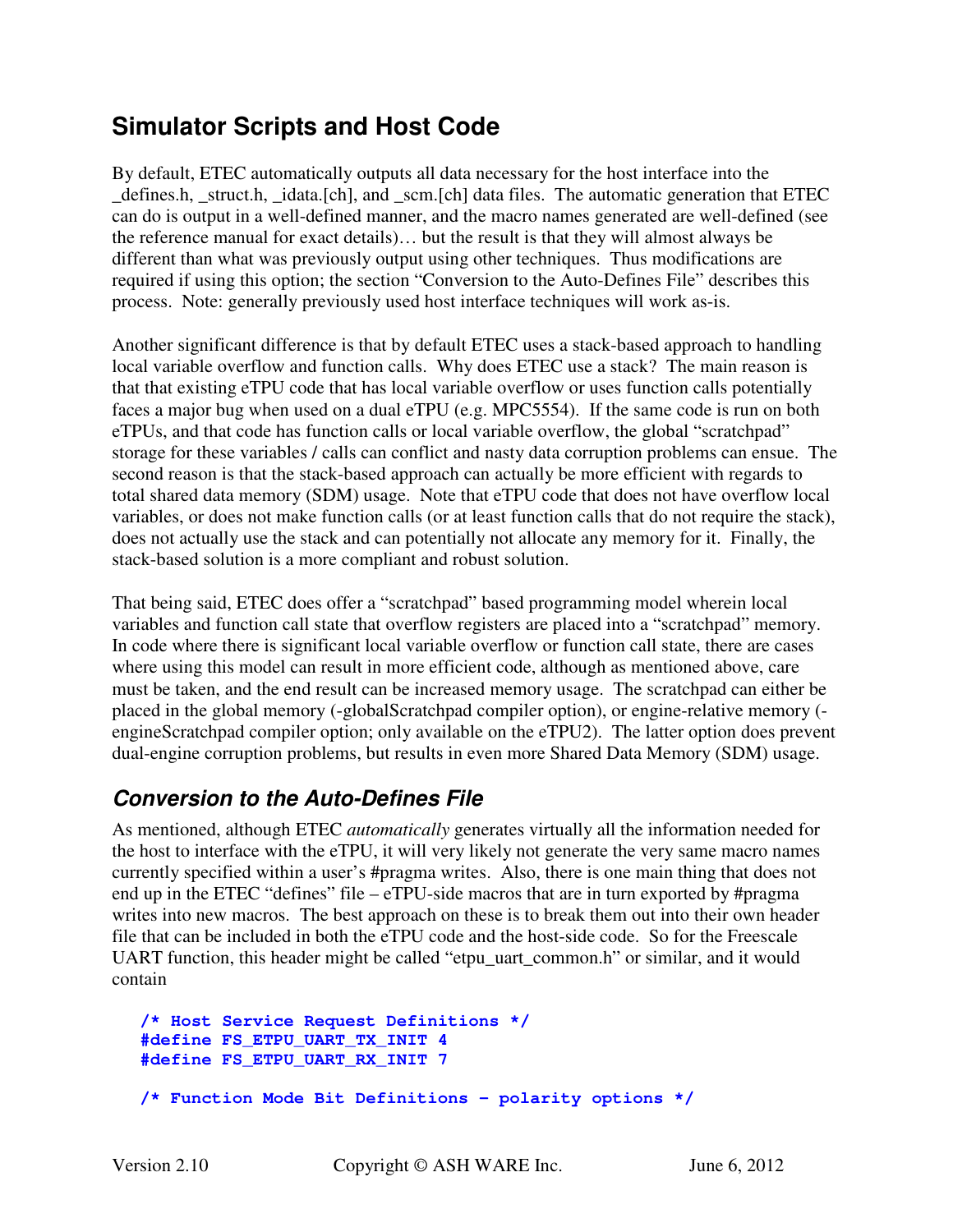## Simulator Scripts and Host Code

By default, ETEC automatically outputs all data necessary for the host interface into the _defines.h, _struct.h, _idata.[ch], and _scm.[ch] data files. The automatic generation that ETEC can do is output in a well-defined manner, and the macro names generated are well-defined (see the reference manual for exact details)… but the result is that they will almost always be different than what was previously output using other techniques. Thus modifications are required if using this option; the section "Conversion to the Auto-Defines File" describes this process. Note: generally previously used host interface techniques will work as-is.

Another significant difference is that by default ETEC uses a stack-based approach to handling local variable overflow and function calls. Why does ETEC use a stack? The main reason is that that existing eTPU code that has local variable overflow or uses function calls potentially faces a major bug when used on a dual eTPU (e.g. MPC5554). If the same code is run on both eTPUs, and that code has function calls or local variable overflow, the global "scratchpad" storage for these variables / calls can conflict and nasty data corruption problems can ensue. The second reason is that the stack-based approach can actually be more efficient with regards to total shared data memory (SDM) usage. Note that eTPU code that does not have overflow local variables, or does not make function calls (or at least function calls that do not require the stack), does not actually use the stack and can potentially not allocate any memory for it. Finally, the stack-based solution is a more compliant and robust solution.

That being said, ETEC does offer a "scratchpad" based programming model wherein local variables and function call state that overflow registers are placed into a "scratchpad" memory. In code where there is significant local variable overflow or function call state, there are cases where using this model can result in more efficient code, although as mentioned above, care must be taken, and the end result can be increased memory usage. The scratchpad can either be placed in the global memory (-globalScratchpad compiler option), or engine-relative memory (-engineScratchpad compiler option; only available on the eTPU2). The latter option does prevent dual-engine corruption problems, but results in even more Shared Data Memory (SDM) usage.

### *Conversion to the Auto-Defines File*

As mentioned, although ETEC *automatically* generates virtually all the information needed for the host to interface with the eTPU, it will very likely not generate the very same macro names currently specified within a user's #pragma writes. Also, there is one main thing that does not end up in the ETEC "defines" file – eTPU-side macros that are in turn exported by #pragma writes into new macros. The best approach on these is to break them out into their own header file that can be included in both the eTPU code and the host-side code. So for the Freescale UART function, this header might be called "etpu_uart_common.h" or similar, and it would contain

```
/* Host Service Request Definitions */
#define FS_ETPU_UART_TX_INIT 4
#define FS_ETPU_UART_RX_INIT 7

/* Function Mode Bit Definitions - polarity options */
```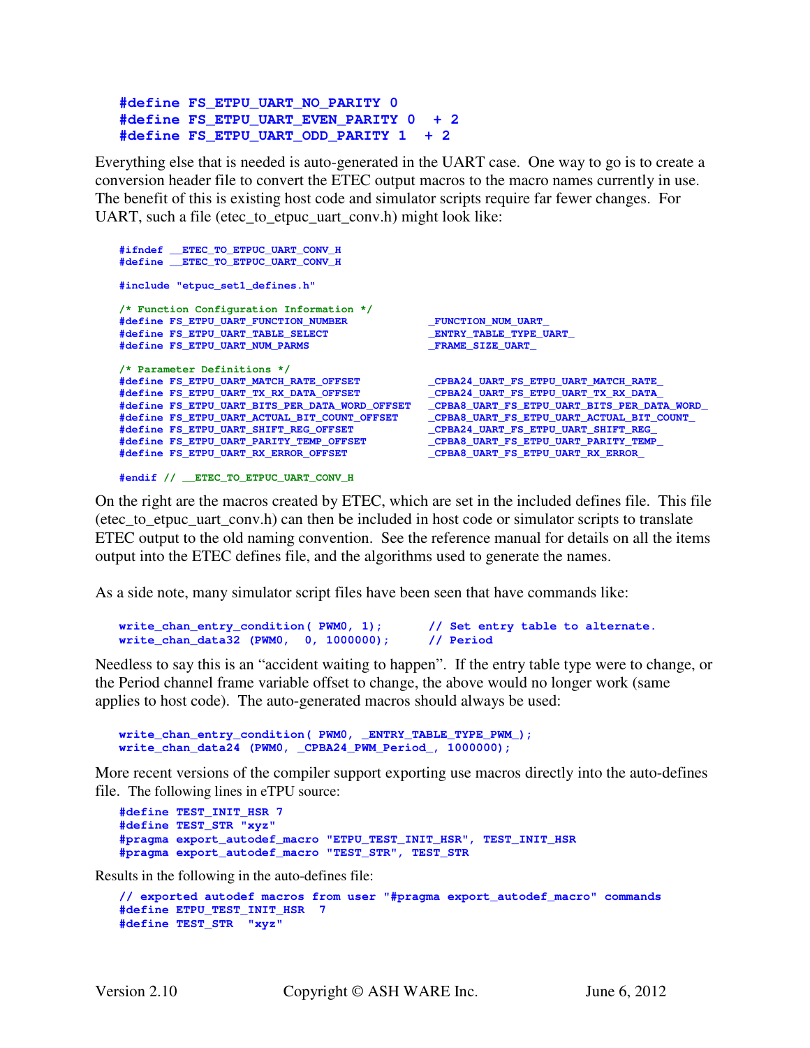```
#define FS_ETPU_UART_NO_PARITY 0
#define FS_ETPU_UART_EVEN_PARITY 0  + 2
#define FS_ETPU_UART_ODD_PARITY 1  + 2
```

Everything else that is needed is auto-generated in the UART case. One way to go is to create a conversion header file to convert the ETEC output macros to the macro names currently in use. The benefit of this is existing host code and simulator scripts require far fewer changes. For UART, such a file (etec_to_etpuc_uart_conv.h) might look like:

```
#ifndef __ETEC_TO_ETPUC_UART_CONV_H
#define __ETEC_TO_ETPUC_UART_CONV_H

#include "etpuc_set1_defines.h"

/* Function Configuration Information */
#define FS_ETPU_UART_FUNCTION_NUMBER            _FUNCTION_NUM_UART_
#define FS_ETPU_UART_TABLE_SELECT               _ENTRY_TABLE_TYPE_UART_
#define FS_ETPU_UART_NUM_PARMS                  _FRAME_SIZE_UART_

/* Parameter Definitions */
#define FS_ETPU_UART_MATCH_RATE_OFFSET          _CPBA24_UART_FS_ETPU_UART_MATCH_RATE_
#define FS_ETPU_UART_TX_RX_DATA_OFFSET          _CPBA24_UART_FS_ETPU_UART_TX_RX_DATA_
#define FS_ETPU_UART_BITS_PER_DATA_WORD_OFFSET  _CPBA8_UART_FS_ETPU_UART_BITS_PER_DATA_WORD_
#define FS_ETPU_UART_ACTUAL_BIT_COUNT_OFFSET    _CPBA8_UART_FS_ETPU_UART_ACTUAL_BIT_COUNT_
#define FS_ETPU_UART_SHIFT_REG_OFFSET           _CPBA24_UART_FS_ETPU_UART_SHIFT_REG_
#define FS_ETPU_UART_PARITY_TEMP_OFFSET         _CPBA8_UART_FS_ETPU_UART_PARITY_TEMP_
#define FS_ETPU_UART_RX_ERROR_OFFSET            _CPBA8_UART_FS_ETPU_UART_RX_ERROR_

#endif // __ETEC_TO_ETPUC_UART_CONV_H
```

On the right are the macros created by ETEC, which are set in the included defines file. This file (etec_to_etpuc_uart_conv.h) can then be included in host code or simulator scripts to translate ETEC output to the old naming convention. See the reference manual for details on all the items output into the ETEC defines file, and the algorithms used to generate the names.

As a side note, many simulator script files have been seen that have commands like:

```
write_chan_entry_condition( PWM0, 1);      // Set entry table to alternate.
write_chan_data32 (PWM0,  0, 1000000);     // Period
```

Needless to say this is an "accident waiting to happen". If the entry table type were to change, or the Period channel frame variable offset to change, the above would no longer work (same applies to host code). The auto-generated macros should always be used:

```
write_chan_entry_condition( PWM0, _ENTRY_TABLE_TYPE_PWM_);
write_chan_data24 (PWM0, _CPBA24_PWM_Period_, 1000000);
```

More recent versions of the compiler support exporting use macros directly into the auto-defines file. The following lines in eTPU source:

```
#define TEST_INIT_HSR 7
#define TEST_STR "xyz"
#pragma export_autodef_macro "ETPU_TEST_INIT_HSR", TEST_INIT_HSR
#pragma export_autodef_macro "TEST_STR", TEST_STR
```

Results in the following in the auto-defines file:

```
// exported autodef macros from user "#pragma export_autodef_macro" commands
#define ETPU_TEST_INIT_HSR  7
#define TEST_STR  "xyz"
```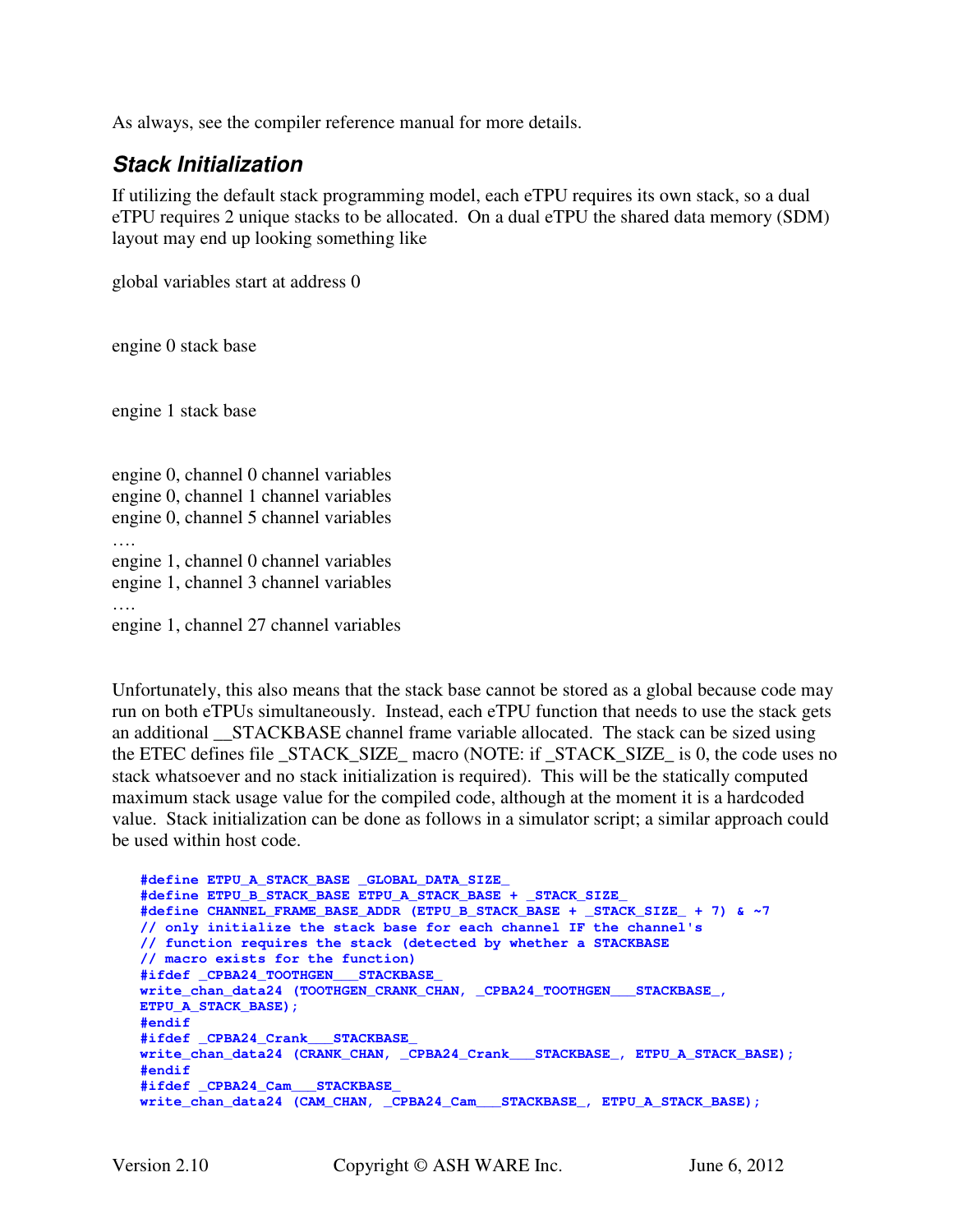As always, see the compiler reference manual for more details.

### *Stack Initialization*

If utilizing the default stack programming model, each eTPU requires its own stack, so a dual eTPU requires 2 unique stacks to be allocated. On a dual eTPU the shared data memory (SDM) layout may end up looking something like

global variables start at address 0

engine 0 stack base

engine 1 stack base

engine 0, channel 0 channel variables
engine 0, channel 1 channel variables
engine 0, channel 5 channel variables
….
engine 1, channel 0 channel variables
engine 1, channel 3 channel variables
….
engine 1, channel 27 channel variables

Unfortunately, this also means that the stack base cannot be stored as a global because code may run on both eTPUs simultaneously. Instead, each eTPU function that needs to use the stack gets an additional __STACKBASE channel frame variable allocated. The stack can be sized using the ETEC defines file _STACK_SIZE_ macro (NOTE: if _STACK_SIZE_ is 0, the code uses no stack whatsoever and no stack initialization is required). This will be the statically computed maximum stack usage value for the compiled code, although at the moment it is a hardcoded value. Stack initialization can be done as follows in a simulator script; a similar approach could be used within host code.

```
#define ETPU_A_STACK_BASE _GLOBAL_DATA_SIZE_
#define ETPU_B_STACK_BASE ETPU_A_STACK_BASE + _STACK_SIZE_
#define CHANNEL_FRAME_BASE_ADDR (ETPU_B_STACK_BASE + _STACK_SIZE_ + 7) & ~7
// only initialize the stack base for each channel IF the channel's
// function requires the stack (detected by whether a STACKBASE
// macro exists for the function)
#ifdef _CPBA24_TOOTHGEN___STACKBASE_
write_chan_data24 (TOOTHGEN_CRANK_CHAN, _CPBA24_TOOTHGEN___STACKBASE_,
ETPU_A_STACK_BASE);
#endif
#ifdef _CPBA24_Crank___STACKBASE_
write_chan_data24 (CRANK_CHAN, _CPBA24_Crank___STACKBASE_, ETPU_A_STACK_BASE);
#endif
#ifdef _CPBA24_Cam___STACKBASE_
write_chan_data24 (CAM_CHAN, _CPBA24_Cam___STACKBASE_, ETPU_A_STACK_BASE);
```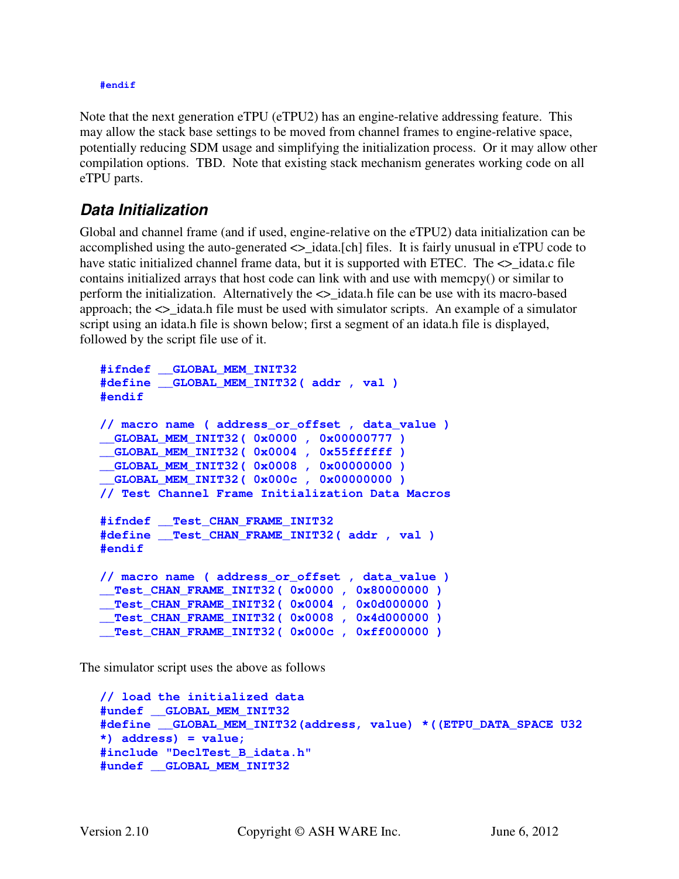```
#endif
```

Note that the next generation eTPU (eTPU2) has an engine-relative addressing feature. This may allow the stack base settings to be moved from channel frames to engine-relative space, potentially reducing SDM usage and simplifying the initialization process. Or it may allow other compilation options. TBD. Note that existing stack mechanism generates working code on all eTPU parts.

## Data Initialization

Global and channel frame (and if used, engine-relative on the eTPU2) data initialization can be accomplished using the auto-generated <>_idata.[ch] files. It is fairly unusual in eTPU code to have static initialized channel frame data, but it is supported with ETEC. The <>_idata.c file contains initialized arrays that host code can link with and use with memcpy() or similar to perform the initialization. Alternatively the <>_idata.h file can be use with its macro-based approach; the <>_idata.h file must be used with simulator scripts. An example of a simulator script using an idata.h file is shown below; first a segment of an idata.h file is displayed, followed by the script file use of it.

```
#ifndef __GLOBAL_MEM_INIT32
#define __GLOBAL_MEM_INIT32( addr , val )
#endif

// macro name ( address_or_offset , data_value )
__GLOBAL_MEM_INIT32( 0x0000 , 0x00000777 )
__GLOBAL_MEM_INIT32( 0x0004 , 0x55ffffff )
__GLOBAL_MEM_INIT32( 0x0008 , 0x00000000 )
__GLOBAL_MEM_INIT32( 0x000c , 0x00000000 )
// Test Channel Frame Initialization Data Macros

#ifndef __Test_CHAN_FRAME_INIT32
#define __Test_CHAN_FRAME_INIT32( addr , val )
#endif

// macro name ( address_or_offset , data_value )
__Test_CHAN_FRAME_INIT32( 0x0000 , 0x80000000 )
__Test_CHAN_FRAME_INIT32( 0x0004 , 0x0d000000 )
__Test_CHAN_FRAME_INIT32( 0x0008 , 0x4d000000 )
__Test_CHAN_FRAME_INIT32( 0x000c , 0xff000000 )
```

The simulator script uses the above as follows

```
// load the initialized data
#undef __GLOBAL_MEM_INIT32
#define __GLOBAL_MEM_INIT32(address, value) *((ETPU_DATA_SPACE U32
*) address) = value;
#include "DeclTest_B_idata.h"
#undef __GLOBAL_MEM_INIT32
```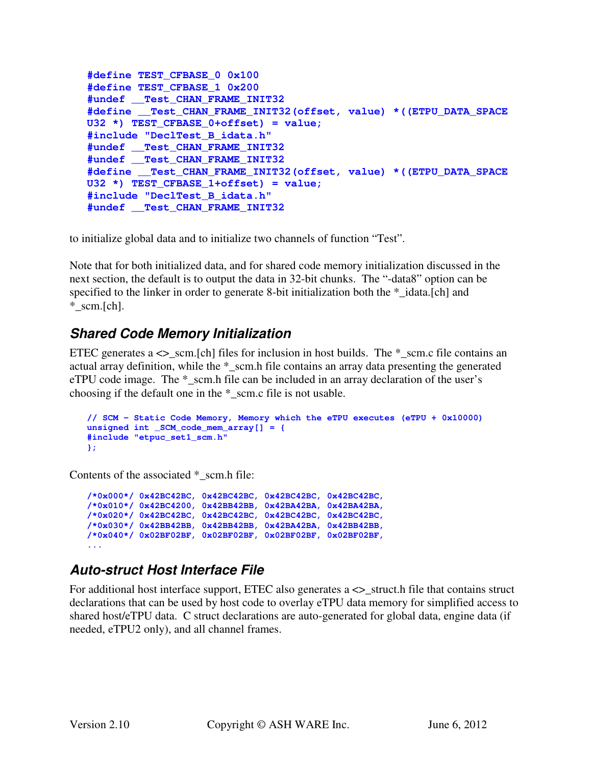```
#define TEST_CFBASE_0 0x100
#define TEST_CFBASE_1 0x200
#undef __Test_CHAN_FRAME_INIT32
#define __Test_CHAN_FRAME_INIT32(offset, value) *((ETPU_DATA_SPACE
U32 *) TEST_CFBASE_0+offset) = value;
#include "DeclTest_B_idata.h"
#undef __Test_CHAN_FRAME_INIT32
#undef __Test_CHAN_FRAME_INIT32
#define __Test_CHAN_FRAME_INIT32(offset, value) *((ETPU_DATA_SPACE
U32 *) TEST_CFBASE_1+offset) = value;
#include "DeclTest_B_idata.h"
#undef __Test_CHAN_FRAME_INIT32
```

to initialize global data and to initialize two channels of function "Test".

Note that for both initialized data, and for shared code memory initialization discussed in the next section, the default is to output the data in 32-bit chunks. The "-data8" option can be specified to the linker in order to generate 8-bit initialization both the *_idata.[ch] and *_scm.[ch].

## *Shared Code Memory Initialization*

ETEC generates a <>_scm.[ch] files for inclusion in host builds. The *_scm.c file contains an actual array definition, while the *_scm.h file contains an array data presenting the generated eTPU code image. The *_scm.h file can be included in an array declaration of the user's choosing if the default one in the *_scm.c file is not usable.

```
// SCM - Static Code Memory, Memory which the eTPU executes (eTPU + 0x10000)
unsigned int _SCM_code_mem_array[] = {
#include "etpuc_set1_scm.h"
};
```

Contents of the associated *_scm.h file:

```
/*0x000*/ 0x42BC42BC, 0x42BC42BC, 0x42BC42BC, 0x42BC42BC,
/*0x010*/ 0x42BC4200, 0x42BB42BB, 0x42BA42BA, 0x42BA42BA,
/*0x020*/ 0x42BC42BC, 0x42BC42BC, 0x42BC42BC, 0x42BC42BC,
/*0x030*/ 0x42BB42BB, 0x42BB42BB, 0x42BA42BA, 0x42BB42BB,
/*0x040*/ 0x02BF02BF, 0x02BF02BF, 0x02BF02BF, 0x02BF02BF,
...
```

## *Auto-struct Host Interface File*

For additional host interface support, ETEC also generates a <>_struct.h file that contains struct declarations that can be used by host code to overlay eTPU data memory for simplified access to shared host/eTPU data. C struct declarations are auto-generated for global data, engine data (if needed, eTPU2 only), and all channel frames.